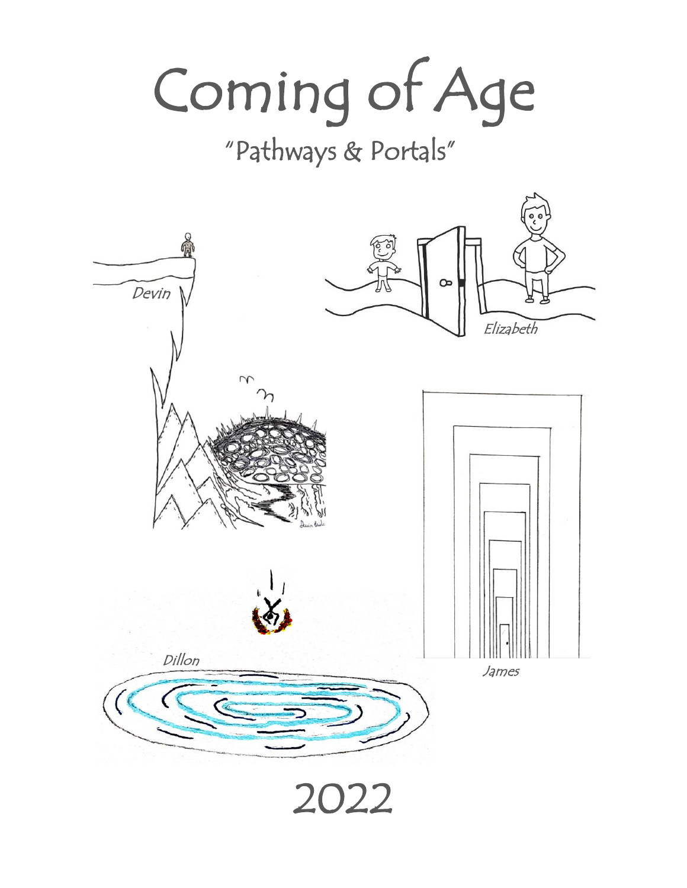# Coming of Age

## "Pathways & Portals"

*Devin*

*Elizabeth*

*Dillon*

*James*

2022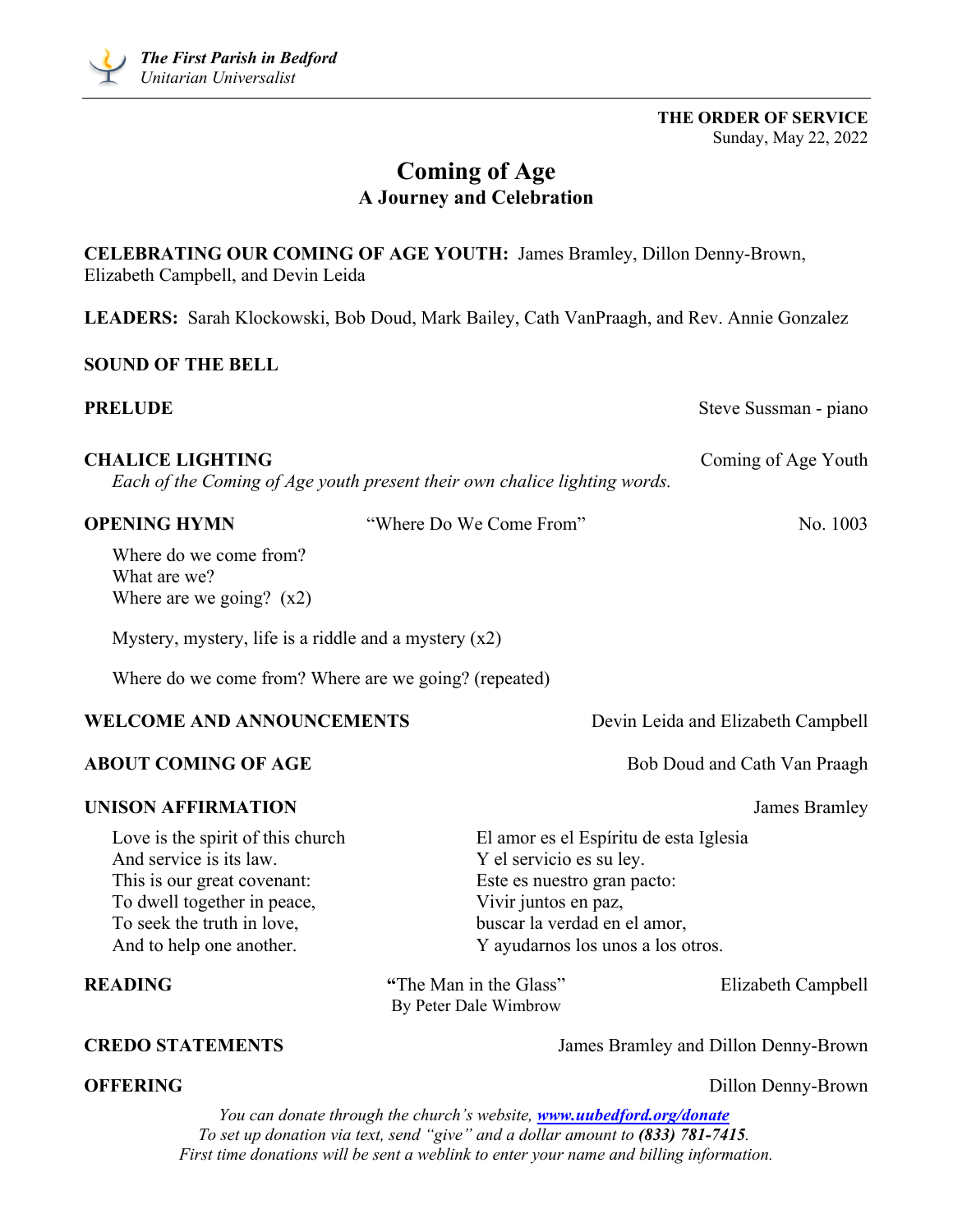*The First Parish in Bedford*
*Unitarian Universalist*

**THE ORDER OF SERVICE**
Sunday, May 22, 2022

# Coming of Age

## A Journey and Celebration

**CELEBRATING OUR COMING OF AGE YOUTH:** James Bramley, Dillon Denny-Brown, Elizabeth Campbell, and Devin Leida

**LEADERS:** Sarah Klockowski, Bob Doud, Mark Bailey, Cath VanPraagh, and Rev. Annie Gonzalez

**SOUND OF THE BELL**

**PRELUDE** — Steve Sussman - piano

**CHALICE LIGHTING** — Coming of Age Youth

*Each of the Coming of Age youth present their own chalice lighting words.*

**OPENING HYMN** — "Where Do We Come From" — No. 1003

Where do we come from?
What are we?
Where are we going? (x2)

Mystery, mystery, life is a riddle and a mystery (x2)

Where do we come from? Where are we going? (repeated)

**WELCOME AND ANNOUNCEMENTS** — Devin Leida and Elizabeth Campbell

**ABOUT COMING OF AGE** — Bob Doud and Cath Van Praagh

**UNISON AFFIRMATION** — James Bramley

Love is the spirit of this church
And service is its law.
This is our great covenant:
To dwell together in peace,
To seek the truth in love,
And to help one another.

El amor es el Espíritu de esta Iglesia
Y el servicio es su ley.
Este es nuestro gran pacto:
Vivir juntos en paz,
buscar la verdad en el amor,
Y ayudarnos los unos a los otros.

**READING** — "The Man in the Glass" By Peter Dale Wimbrow — Elizabeth Campbell

**CREDO STATEMENTS** — James Bramley and Dillon Denny-Brown

**OFFERING** — Dillon Denny-Brown

*You can donate through the church's website, [www.uubedford.org/donate](www.uubedford.org/donate)*
*To set up donation via text, send "give" and a dollar amount to **(833) 781-7415**.*
*First time donations will be sent a weblink to enter your name and billing information.*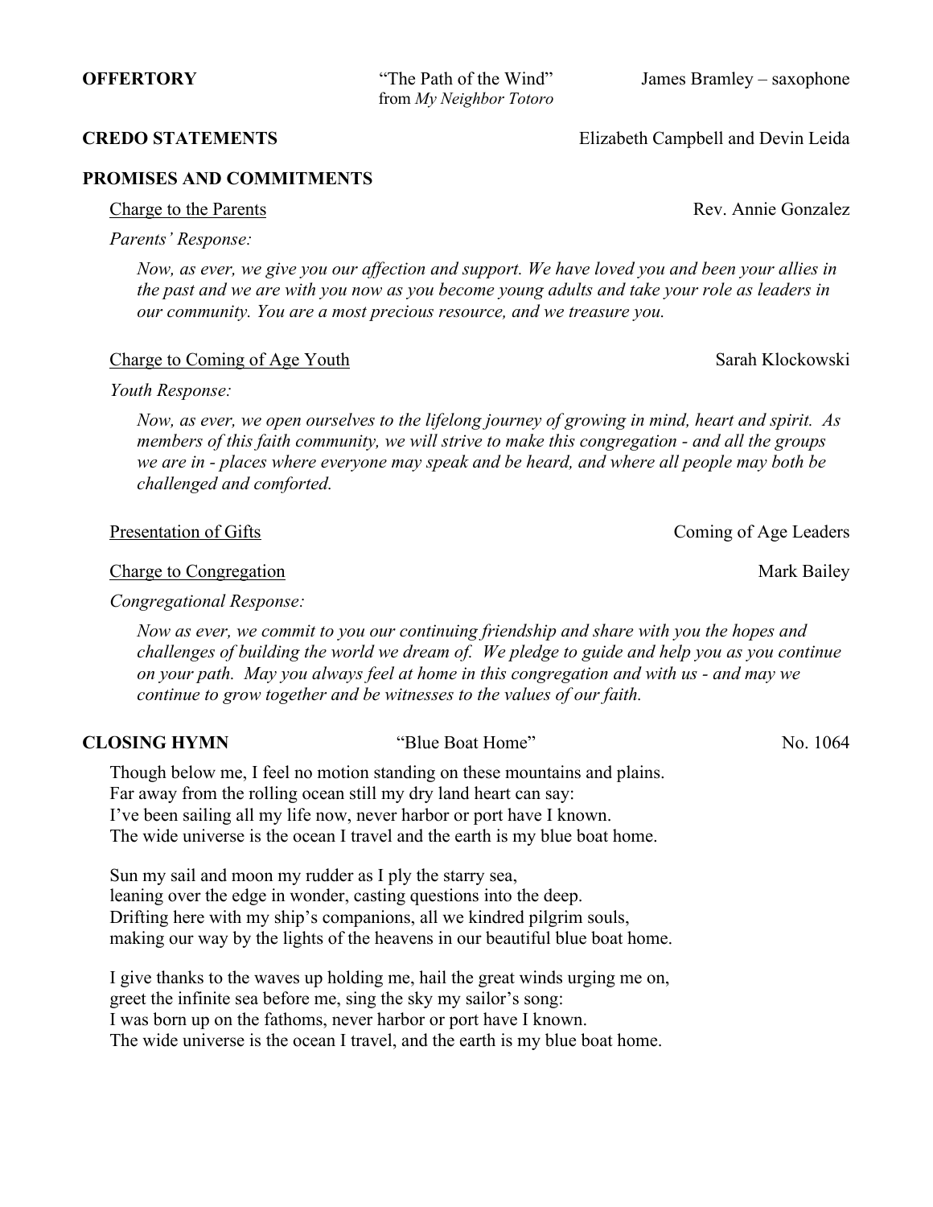**OFFERTORY** "The Path of the Wind" from *My Neighbor Totoro* James Bramley – saxophone

**CREDO STATEMENTS** Elizabeth Campbell and Devin Leida

**PROMISES AND COMMITMENTS**

Charge to the Parents — Rev. Annie Gonzalez

*Parents' Response:*

*Now, as ever, we give you our affection and support. We have loved you and been your allies in the past and we are with you now as you become young adults and take your role as leaders in our community. You are a most precious resource, and we treasure you.*

Charge to Coming of Age Youth — Sarah Klockowski

*Youth Response:*

*Now, as ever, we open ourselves to the lifelong journey of growing in mind, heart and spirit. As members of this faith community, we will strive to make this congregation - and all the groups we are in - places where everyone may speak and be heard, and where all people may both be challenged and comforted.*

Presentation of Gifts — Coming of Age Leaders

Charge to Congregation — Mark Bailey

*Congregational Response:*

*Now as ever, we commit to you our continuing friendship and share with you the hopes and challenges of building the world we dream of. We pledge to guide and help you as you continue on your path. May you always feel at home in this congregation and with us - and may we continue to grow together and be witnesses to the values of our faith.*

**CLOSING HYMN** "Blue Boat Home" No. 1064

Though below me, I feel no motion standing on these mountains and plains.
Far away from the rolling ocean still my dry land heart can say:
I've been sailing all my life now, never harbor or port have I known.
The wide universe is the ocean I travel and the earth is my blue boat home.

Sun my sail and moon my rudder as I ply the starry sea,
leaning over the edge in wonder, casting questions into the deep.
Drifting here with my ship's companions, all we kindred pilgrim souls,
making our way by the lights of the heavens in our beautiful blue boat home.

I give thanks to the waves up holding me, hail the great winds urging me on,
greet the infinite sea before me, sing the sky my sailor's song:
I was born up on the fathoms, never harbor or port have I known.
The wide universe is the ocean I travel, and the earth is my blue boat home.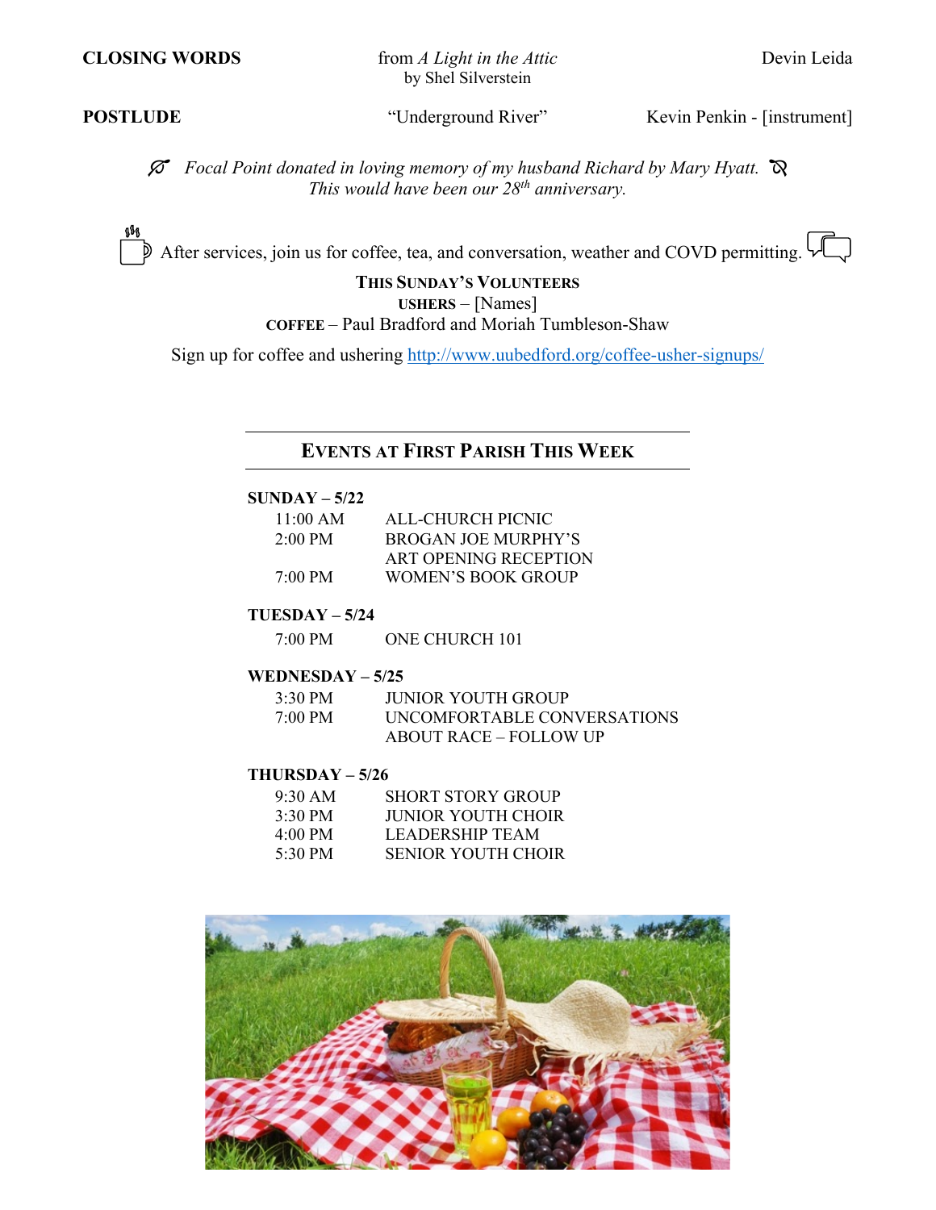**CLOSING WORDS** from *A Light in the Attic* by Shel Silverstein — Devin Leida

**POSTLUDE** "Underground River" — Kevin Penkin - [instrument]

*Focal Point donated in loving memory of my husband Richard by Mary Hyatt. This would have been our 28th anniversary.*

After services, join us for coffee, tea, and conversation, weather and COVD permitting.

**THIS SUNDAY'S VOLUNTEERS**

**USHERS** – [Names]

**COFFEE** – Paul Bradford and Moriah Tumbleson-Shaw

Sign up for coffee and ushering http://www.uubedford.org/coffee-usher-signups/

## EVENTS AT FIRST PARISH THIS WEEK

**SUNDAY – 5/22**

| | |
|---|---|
| 11:00 AM | ALL-CHURCH PICNIC |
| 2:00 PM | BROGAN JOE MURPHY'S ART OPENING RECEPTION |
| 7:00 PM | WOMEN'S BOOK GROUP |

**TUESDAY – 5/24**

| | |
|---|---|
| 7:00 PM | ONE CHURCH 101 |

**WEDNESDAY – 5/25**

| | |
|---|---|
| 3:30 PM | JUNIOR YOUTH GROUP |
| 7:00 PM | UNCOMFORTABLE CONVERSATIONS ABOUT RACE – FOLLOW UP |

**THURSDAY – 5/26**

| | |
|---|---|
| 9:30 AM | SHORT STORY GROUP |
| 3:30 PM | JUNIOR YOUTH CHOIR |
| 4:00 PM | LEADERSHIP TEAM |
| 5:30 PM | SENIOR YOUTH CHOIR |